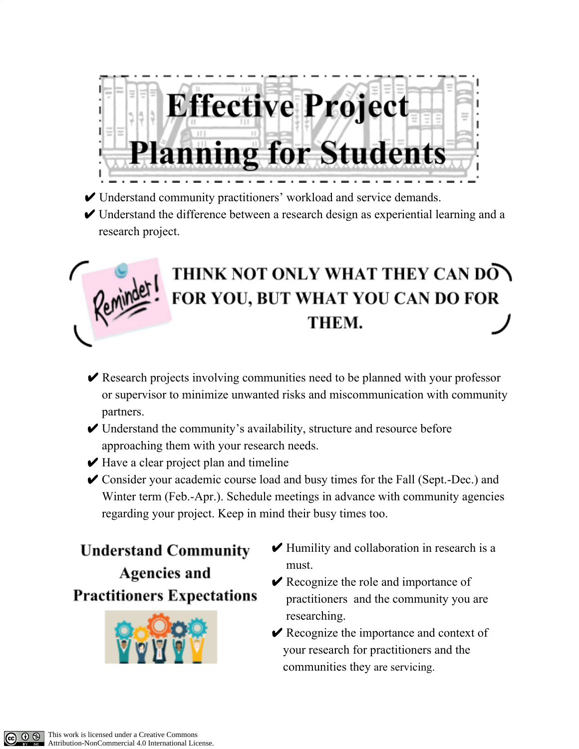# Effective Project Planning for Students

- ✔ Understand community practitioners' workload and service demands.
- ✔ Understand the difference between a research design as experiential learning and a research project.

Reminder!

**THINK NOT ONLY WHAT THEY CAN DO FOR YOU, BUT WHAT YOU CAN DO FOR THEM.**

- ✔ Research projects involving communities need to be planned with your professor or supervisor to minimize unwanted risks and miscommunication with community partners.
- ✔ Understand the community's availability, structure and resource before approaching them with your research needs.
- ✔ Have a clear project plan and timeline
- ✔ Consider your academic course load and busy times for the Fall (Sept.-Dec.) and Winter term (Feb.-Apr.). Schedule meetings in advance with community agencies regarding your project. Keep in mind their busy times too.

## Understand Community Agencies and Practitioners Expectations

- ✔ Humility and collaboration in research is a must.
- ✔ Recognize the role and importance of practitioners and the community you are researching.
- ✔ Recognize the importance and context of your research for practitioners and the communities they are servicing.

This work is licensed under a Creative Commons Attribution-NonCommercial 4.0 International License.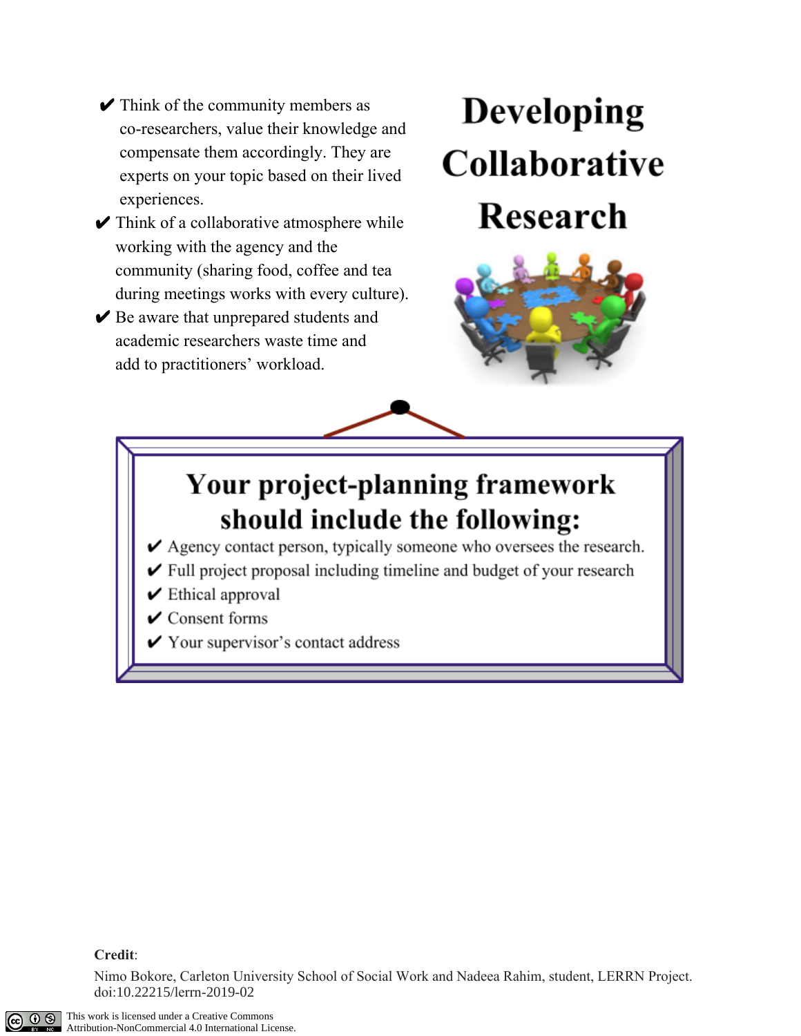# Developing Collaborative Research

- ✔ Think of the community members as co-researchers, value their knowledge and compensate them accordingly. They are experts on your topic based on their lived experiences.
- ✔ Think of a collaborative atmosphere while working with the agency and the community (sharing food, coffee and tea during meetings works with every culture).
- ✔ Be aware that unprepared students and academic researchers waste time and add to practitioners' workload.

## Your project-planning framework should include the following:

- ✔ Agency contact person, typically someone who oversees the research.
- ✔ Full project proposal including timeline and budget of your research
- ✔ Ethical approval
- ✔ Consent forms
- ✔ Your supervisor's contact address

**Credit**:

Nimo Bokore, Carleton University School of Social Work and Nadeea Rahim, student, LERRN Project. doi:10.22215/lerrn-2019-02

This work is licensed under a Creative Commons Attribution-NonCommercial 4.0 International License.